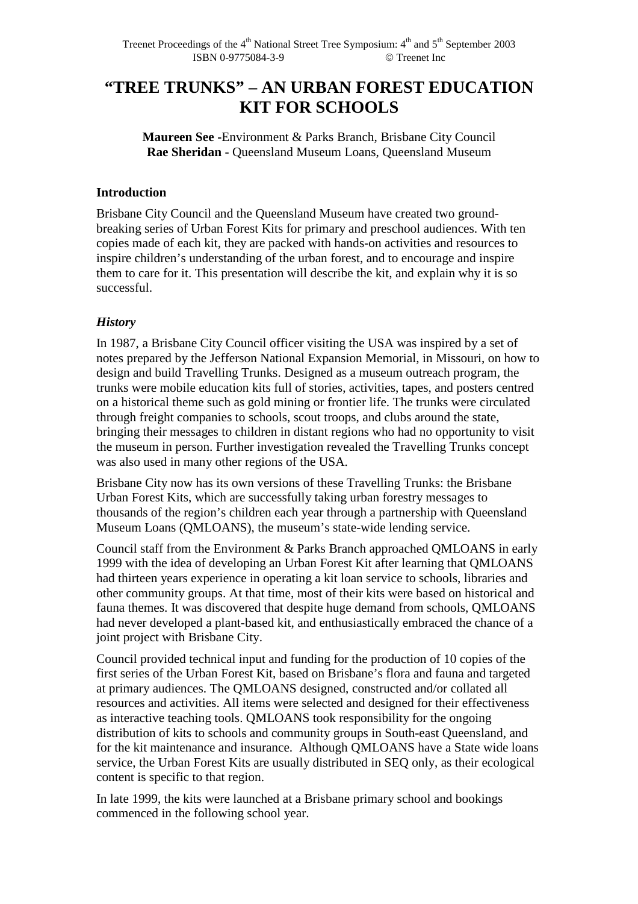# "TREE TRUNKS" – AN URBAN FOREST EDUCATION KIT FOR SCHOOLS

**Maureen See** -Environment & Parks Branch, Brisbane City Council
**Rae Sheridan** - Queensland Museum Loans, Queensland Museum

## Introduction

Brisbane City Council and the Queensland Museum have created two ground-breaking series of Urban Forest Kits for primary and preschool audiences. With ten copies made of each kit, they are packed with hands-on activities and resources to inspire children's understanding of the urban forest, and to encourage and inspire them to care for it. This presentation will describe the kit, and explain why it is so successful.

### *History*

In 1987, a Brisbane City Council officer visiting the USA was inspired by a set of notes prepared by the Jefferson National Expansion Memorial, in Missouri, on how to design and build Travelling Trunks. Designed as a museum outreach program, the trunks were mobile education kits full of stories, activities, tapes, and posters centred on a historical theme such as gold mining or frontier life. The trunks were circulated through freight companies to schools, scout troops, and clubs around the state, bringing their messages to children in distant regions who had no opportunity to visit the museum in person. Further investigation revealed the Travelling Trunks concept was also used in many other regions of the USA.

Brisbane City now has its own versions of these Travelling Trunks: the Brisbane Urban Forest Kits, which are successfully taking urban forestry messages to thousands of the region's children each year through a partnership with Queensland Museum Loans (QMLOANS), the museum's state-wide lending service.

Council staff from the Environment & Parks Branch approached QMLOANS in early 1999 with the idea of developing an Urban Forest Kit after learning that QMLOANS had thirteen years experience in operating a kit loan service to schools, libraries and other community groups. At that time, most of their kits were based on historical and fauna themes. It was discovered that despite huge demand from schools, QMLOANS had never developed a plant-based kit, and enthusiastically embraced the chance of a joint project with Brisbane City.

Council provided technical input and funding for the production of 10 copies of the first series of the Urban Forest Kit, based on Brisbane's flora and fauna and targeted at primary audiences. The QMLOANS designed, constructed and/or collated all resources and activities. All items were selected and designed for their effectiveness as interactive teaching tools. QMLOANS took responsibility for the ongoing distribution of kits to schools and community groups in South-east Queensland, and for the kit maintenance and insurance. Although QMLOANS have a State wide loans service, the Urban Forest Kits are usually distributed in SEQ only, as their ecological content is specific to that region.

In late 1999, the kits were launched at a Brisbane primary school and bookings commenced in the following school year.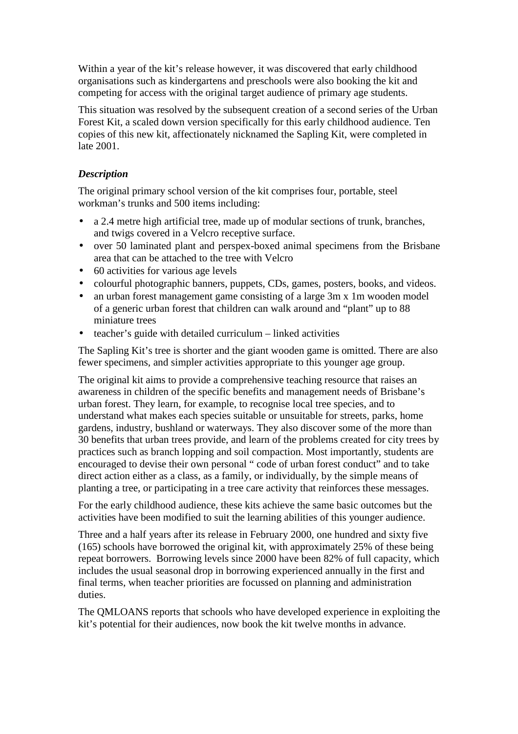Within a year of the kit's release however, it was discovered that early childhood organisations such as kindergartens and preschools were also booking the kit and competing for access with the original target audience of primary age students.

This situation was resolved by the subsequent creation of a second series of the Urban Forest Kit, a scaled down version specifically for this early childhood audience. Ten copies of this new kit, affectionately nicknamed the Sapling Kit, were completed in late 2001.

***Description***

The original primary school version of the kit comprises four, portable, steel workman's trunks and 500 items including:

- a 2.4 metre high artificial tree, made up of modular sections of trunk, branches, and twigs covered in a Velcro receptive surface.
- over 50 laminated plant and perspex-boxed animal specimens from the Brisbane area that can be attached to the tree with Velcro
- 60 activities for various age levels
- colourful photographic banners, puppets, CDs, games, posters, books, and videos.
- an urban forest management game consisting of a large 3m x 1m wooden model of a generic urban forest that children can walk around and "plant" up to 88 miniature trees
- teacher's guide with detailed curriculum – linked activities

The Sapling Kit's tree is shorter and the giant wooden game is omitted. There are also fewer specimens, and simpler activities appropriate to this younger age group.

The original kit aims to provide a comprehensive teaching resource that raises an awareness in children of the specific benefits and management needs of Brisbane's urban forest. They learn, for example, to recognise local tree species, and to understand what makes each species suitable or unsuitable for streets, parks, home gardens, industry, bushland or waterways. They also discover some of the more than 30 benefits that urban trees provide, and learn of the problems created for city trees by practices such as branch lopping and soil compaction. Most importantly, students are encouraged to devise their own personal " code of urban forest conduct" and to take direct action either as a class, as a family, or individually, by the simple means of planting a tree, or participating in a tree care activity that reinforces these messages.

For the early childhood audience, these kits achieve the same basic outcomes but the activities have been modified to suit the learning abilities of this younger audience.

Three and a half years after its release in February 2000, one hundred and sixty five (165) schools have borrowed the original kit, with approximately 25% of these being repeat borrowers. Borrowing levels since 2000 have been 82% of full capacity, which includes the usual seasonal drop in borrowing experienced annually in the first and final terms, when teacher priorities are focussed on planning and administration duties.

The QMLOANS reports that schools who have developed experience in exploiting the kit's potential for their audiences, now book the kit twelve months in advance.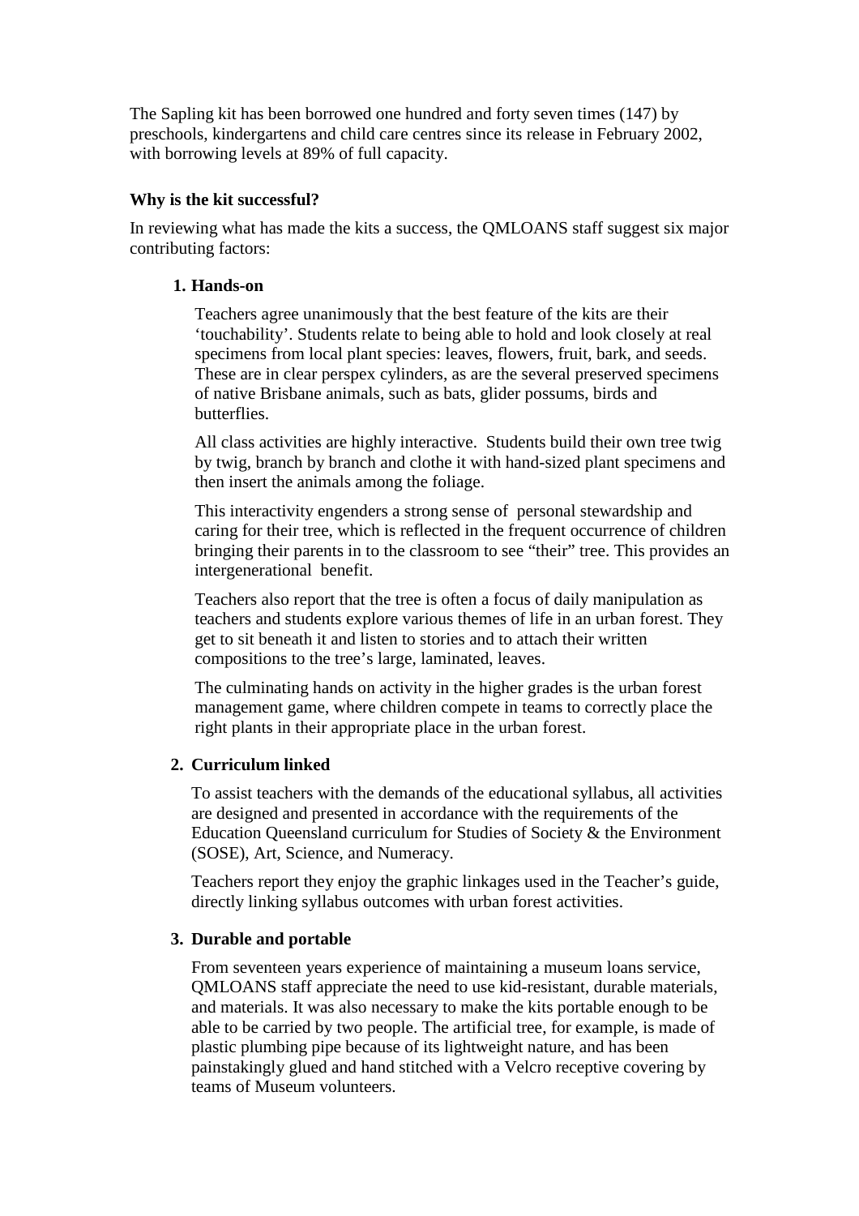The Sapling kit has been borrowed one hundred and forty seven times (147) by preschools, kindergartens and child care centres since its release in February 2002, with borrowing levels at 89% of full capacity.

**Why is the kit successful?**

In reviewing what has made the kits a success, the QMLOANS staff suggest six major contributing factors:

1. **Hands-on**

   Teachers agree unanimously that the best feature of the kits are their 'touchability'. Students relate to being able to hold and look closely at real specimens from local plant species: leaves, flowers, fruit, bark, and seeds. These are in clear perspex cylinders, as are the several preserved specimens of native Brisbane animals, such as bats, glider possums, birds and butterflies.

   All class activities are highly interactive. Students build their own tree twig by twig, branch by branch and clothe it with hand-sized plant specimens and then insert the animals among the foliage.

   This interactivity engenders a strong sense of personal stewardship and caring for their tree, which is reflected in the frequent occurrence of children bringing their parents in to the classroom to see "their" tree. This provides an intergenerational benefit.

   Teachers also report that the tree is often a focus of daily manipulation as teachers and students explore various themes of life in an urban forest. They get to sit beneath it and listen to stories and to attach their written compositions to the tree's large, laminated, leaves.

   The culminating hands on activity in the higher grades is the urban forest management game, where children compete in teams to correctly place the right plants in their appropriate place in the urban forest.

2. **Curriculum linked**

   To assist teachers with the demands of the educational syllabus, all activities are designed and presented in accordance with the requirements of the Education Queensland curriculum for Studies of Society & the Environment (SOSE), Art, Science, and Numeracy.

   Teachers report they enjoy the graphic linkages used in the Teacher's guide, directly linking syllabus outcomes with urban forest activities.

3. **Durable and portable**

   From seventeen years experience of maintaining a museum loans service, QMLOANS staff appreciate the need to use kid-resistant, durable materials, and materials. It was also necessary to make the kits portable enough to be able to be carried by two people. The artificial tree, for example, is made of plastic plumbing pipe because of its lightweight nature, and has been painstakingly glued and hand stitched with a Velcro receptive covering by teams of Museum volunteers.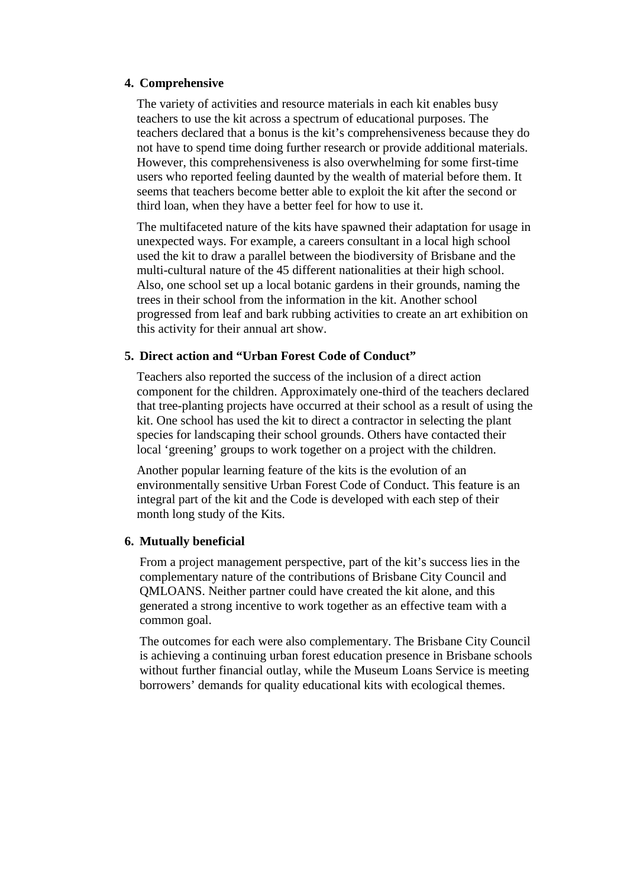**4. Comprehensive**

The variety of activities and resource materials in each kit enables busy teachers to use the kit across a spectrum of educational purposes. The teachers declared that a bonus is the kit's comprehensiveness because they do not have to spend time doing further research or provide additional materials. However, this comprehensiveness is also overwhelming for some first-time users who reported feeling daunted by the wealth of material before them. It seems that teachers become better able to exploit the kit after the second or third loan, when they have a better feel for how to use it.

The multifaceted nature of the kits have spawned their adaptation for usage in unexpected ways. For example, a careers consultant in a local high school used the kit to draw a parallel between the biodiversity of Brisbane and the multi-cultural nature of the 45 different nationalities at their high school. Also, one school set up a local botanic gardens in their grounds, naming the trees in their school from the information in the kit. Another school progressed from leaf and bark rubbing activities to create an art exhibition on this activity for their annual art show.

**5. Direct action and "Urban Forest Code of Conduct"**

Teachers also reported the success of the inclusion of a direct action component for the children. Approximately one-third of the teachers declared that tree-planting projects have occurred at their school as a result of using the kit. One school has used the kit to direct a contractor in selecting the plant species for landscaping their school grounds. Others have contacted their local 'greening' groups to work together on a project with the children.

Another popular learning feature of the kits is the evolution of an environmentally sensitive Urban Forest Code of Conduct. This feature is an integral part of the kit and the Code is developed with each step of their month long study of the Kits.

**6. Mutually beneficial**

From a project management perspective, part of the kit's success lies in the complementary nature of the contributions of Brisbane City Council and QMLOANS. Neither partner could have created the kit alone, and this generated a strong incentive to work together as an effective team with a common goal.

The outcomes for each were also complementary. The Brisbane City Council is achieving a continuing urban forest education presence in Brisbane schools without further financial outlay, while the Museum Loans Service is meeting borrowers' demands for quality educational kits with ecological themes.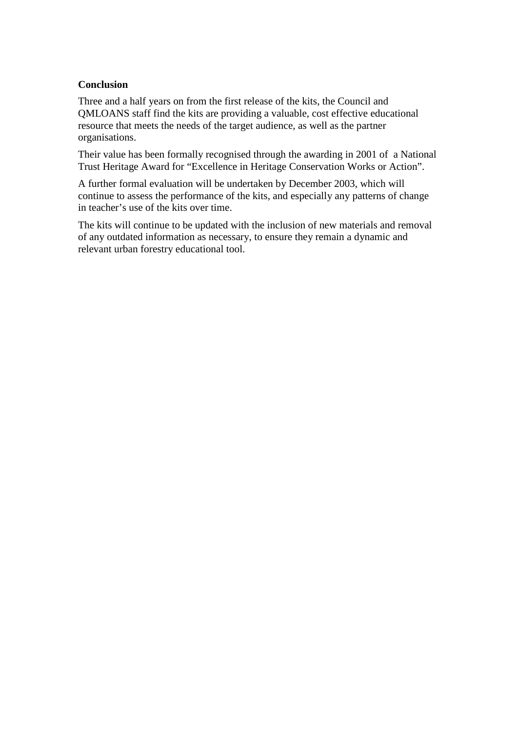**Conclusion**

Three and a half years on from the first release of the kits, the Council and QMLOANS staff find the kits are providing a valuable, cost effective educational resource that meets the needs of the target audience, as well as the partner organisations.

Their value has been formally recognised through the awarding in 2001 of a National Trust Heritage Award for "Excellence in Heritage Conservation Works or Action".

A further formal evaluation will be undertaken by December 2003, which will continue to assess the performance of the kits, and especially any patterns of change in teacher's use of the kits over time.

The kits will continue to be updated with the inclusion of new materials and removal of any outdated information as necessary, to ensure they remain a dynamic and relevant urban forestry educational tool.